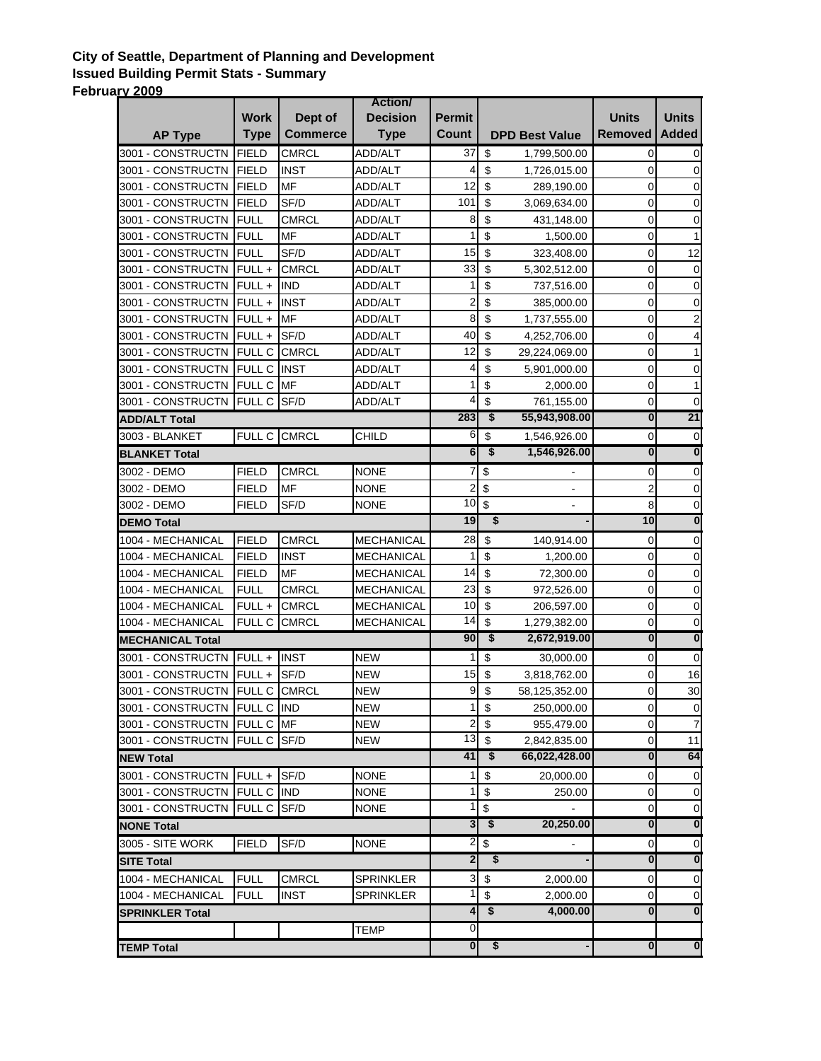**City of Seattle, Department of Planning and Development**
**Issued Building Permit Stats - Summary**
**February 2009**

| AP Type | Work Type | Dept of Commerce | Action/ Decision Type | Permit Count | DPD Best Value | Units Removed | Units Added |
|---|---|---|---|---|---|---|---|
| 3001 - CONSTRUCTN | FIELD | CMRCL | ADD/ALT | 37 | $ 1,799,500.00 | 0 | 0 |
| 3001 - CONSTRUCTN | FIELD | INST | ADD/ALT | 4 | $ 1,726,015.00 | 0 | 0 |
| 3001 - CONSTRUCTN | FIELD | MF | ADD/ALT | 12 | $ 289,190.00 | 0 | 0 |
| 3001 - CONSTRUCTN | FIELD | SF/D | ADD/ALT | 101 | $ 3,069,634.00 | 0 | 0 |
| 3001 - CONSTRUCTN | FULL | CMRCL | ADD/ALT | 8 | $ 431,148.00 | 0 | 0 |
| 3001 - CONSTRUCTN | FULL | MF | ADD/ALT | 1 | $ 1,500.00 | 0 | 1 |
| 3001 - CONSTRUCTN | FULL | SF/D | ADD/ALT | 15 | $ 323,408.00 | 0 | 12 |
| 3001 - CONSTRUCTN | FULL + | CMRCL | ADD/ALT | 33 | $ 5,302,512.00 | 0 | 0 |
| 3001 - CONSTRUCTN | FULL + | IND | ADD/ALT | 1 | $ 737,516.00 | 0 | 0 |
| 3001 - CONSTRUCTN | FULL + | INST | ADD/ALT | 2 | $ 385,000.00 | 0 | 0 |
| 3001 - CONSTRUCTN | FULL + | MF | ADD/ALT | 8 | $ 1,737,555.00 | 0 | 2 |
| 3001 - CONSTRUCTN | FULL + | SF/D | ADD/ALT | 40 | $ 4,252,706.00 | 0 | 4 |
| 3001 - CONSTRUCTN | FULL C | CMRCL | ADD/ALT | 12 | $ 29,224,069.00 | 0 | 1 |
| 3001 - CONSTRUCTN | FULL C | INST | ADD/ALT | 4 | $ 5,901,000.00 | 0 | 0 |
| 3001 - CONSTRUCTN | FULL C | MF | ADD/ALT | 1 | $ 2,000.00 | 0 | 1 |
| 3001 - CONSTRUCTN | FULL C | SF/D | ADD/ALT | 4 | $ 761,155.00 | 0 | 0 |
| **ADD/ALT Total** | | | | **283** | **$ 55,943,908.00** | **0** | **21** |
| 3003 - BLANKET | FULL C | CMRCL | CHILD | 6 | $ 1,546,926.00 | 0 | 0 |
| **BLANKET Total** | | | | **6** | **$ 1,546,926.00** | **0** | **0** |
| 3002 - DEMO | FIELD | CMRCL | NONE | 7 | $ - | 0 | 0 |
| 3002 - DEMO | FIELD | MF | NONE | 2 | $ - | 2 | 0 |
| 3002 - DEMO | FIELD | SF/D | NONE | 10 | $ - | 8 | 0 |
| **DEMO Total** | | | | **19** | **$ -** | **10** | **0** |
| 1004 - MECHANICAL | FIELD | CMRCL | MECHANICAL | 28 | $ 140,914.00 | 0 | 0 |
| 1004 - MECHANICAL | FIELD | INST | MECHANICAL | 1 | $ 1,200.00 | 0 | 0 |
| 1004 - MECHANICAL | FIELD | MF | MECHANICAL | 14 | $ 72,300.00 | 0 | 0 |
| 1004 - MECHANICAL | FULL | CMRCL | MECHANICAL | 23 | $ 972,526.00 | 0 | 0 |
| 1004 - MECHANICAL | FULL + | CMRCL | MECHANICAL | 10 | $ 206,597.00 | 0 | 0 |
| 1004 - MECHANICAL | FULL C | CMRCL | MECHANICAL | 14 | $ 1,279,382.00 | 0 | 0 |
| **MECHANICAL Total** | | | | **90** | **$ 2,672,919.00** | **0** | **0** |
| 3001 - CONSTRUCTN | FULL + | INST | NEW | 1 | $ 30,000.00 | 0 | 0 |
| 3001 - CONSTRUCTN | FULL + | SF/D | NEW | 15 | $ 3,818,762.00 | 0 | 16 |
| 3001 - CONSTRUCTN | FULL C | CMRCL | NEW | 9 | $ 58,125,352.00 | 0 | 30 |
| 3001 - CONSTRUCTN | FULL C | IND | NEW | 1 | $ 250,000.00 | 0 | 0 |
| 3001 - CONSTRUCTN | FULL C | MF | NEW | 2 | $ 955,479.00 | 0 | 7 |
| 3001 - CONSTRUCTN | FULL C | SF/D | NEW | 13 | $ 2,842,835.00 | 0 | 11 |
| **NEW Total** | | | | **41** | **$ 66,022,428.00** | **0** | **64** |
| 3001 - CONSTRUCTN | FULL + | SF/D | NONE | 1 | $ 20,000.00 | 0 | 0 |
| 3001 - CONSTRUCTN | FULL C | IND | NONE | 1 | $ 250.00 | 0 | 0 |
| 3001 - CONSTRUCTN | FULL C | SF/D | NONE | 1 | $ - | 0 | 0 |
| **NONE Total** | | | | **3** | **$ 20,250.00** | **0** | **0** |
| 3005 - SITE WORK | FIELD | SF/D | NONE | 2 | $ - | 0 | 0 |
| **SITE Total** | | | | **2** | **$ -** | **0** | **0** |
| 1004 - MECHANICAL | FULL | CMRCL | SPRINKLER | 3 | $ 2,000.00 | 0 | 0 |
| 1004 - MECHANICAL | FULL | INST | SPRINKLER | 1 | $ 2,000.00 | 0 | 0 |
| **SPRINKLER Total** | | | | **4** | **$ 4,000.00** | **0** | **0** |
| | | | TEMP | 0 | | | |
| **TEMP Total** | | | | **0** | **$ -** | **0** | **0** |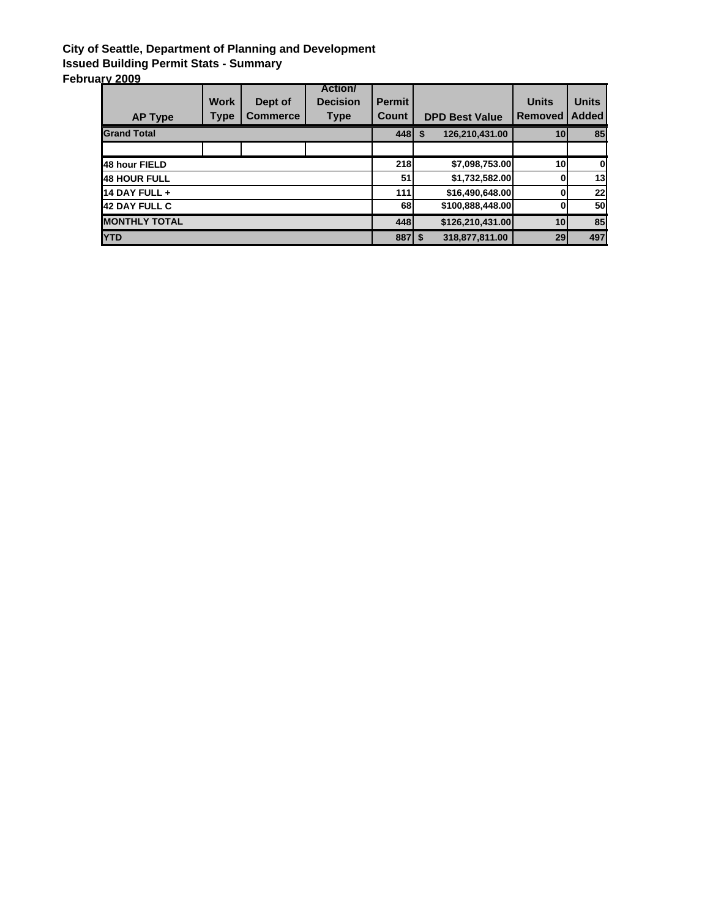**City of Seattle, Department of Planning and Development**
**Issued Building Permit Stats - Summary**
**February 2009**

| AP Type | Work Type | Dept of Commerce | Action/ Decision Type | Permit Count | DPD Best Value | Units Removed | Units Added |
|---|---|---|---|---|---|---|---|
| **Grand Total** | | | | 448 | $ 126,210,431.00 | 10 | 85 |
| | | | | | | | |
| 48 hour FIELD | | | | 218 | $7,098,753.00 | 10 | 0 |
| 48 HOUR FULL | | | | 51 | $1,732,582.00 | 0 | 13 |
| 14 DAY FULL + | | | | 111 | $16,490,648.00 | 0 | 22 |
| 42 DAY FULL C | | | | 68 | $100,888,448.00 | 0 | 50 |
| **MONTHLY TOTAL** | | | | 448 | $126,210,431.00 | 10 | 85 |
| **YTD** | | | | 887 | $ 318,877,811.00 | 29 | 497 |